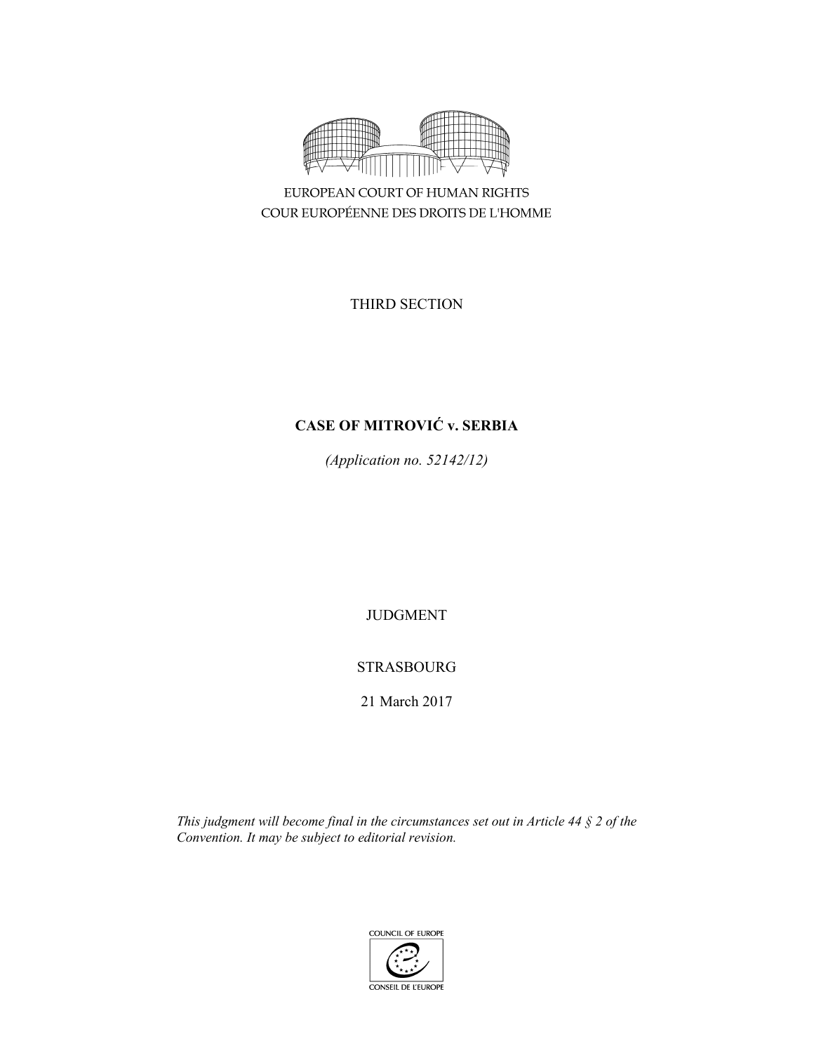EUROPEAN COURT OF HUMAN RIGHTS
COUR EUROPÉENNE DES DROITS DE L'HOMME

THIRD SECTION

# CASE OF MITROVIĆ v. SERBIA

*(Application no. 52142/12)*

JUDGMENT

STRASBOURG

21 March 2017

*This judgment will become final in the circumstances set out in Article 44 § 2 of the Convention. It may be subject to editorial revision.*

COUNCIL OF EUROPE
CONSEIL DE L'EUROPE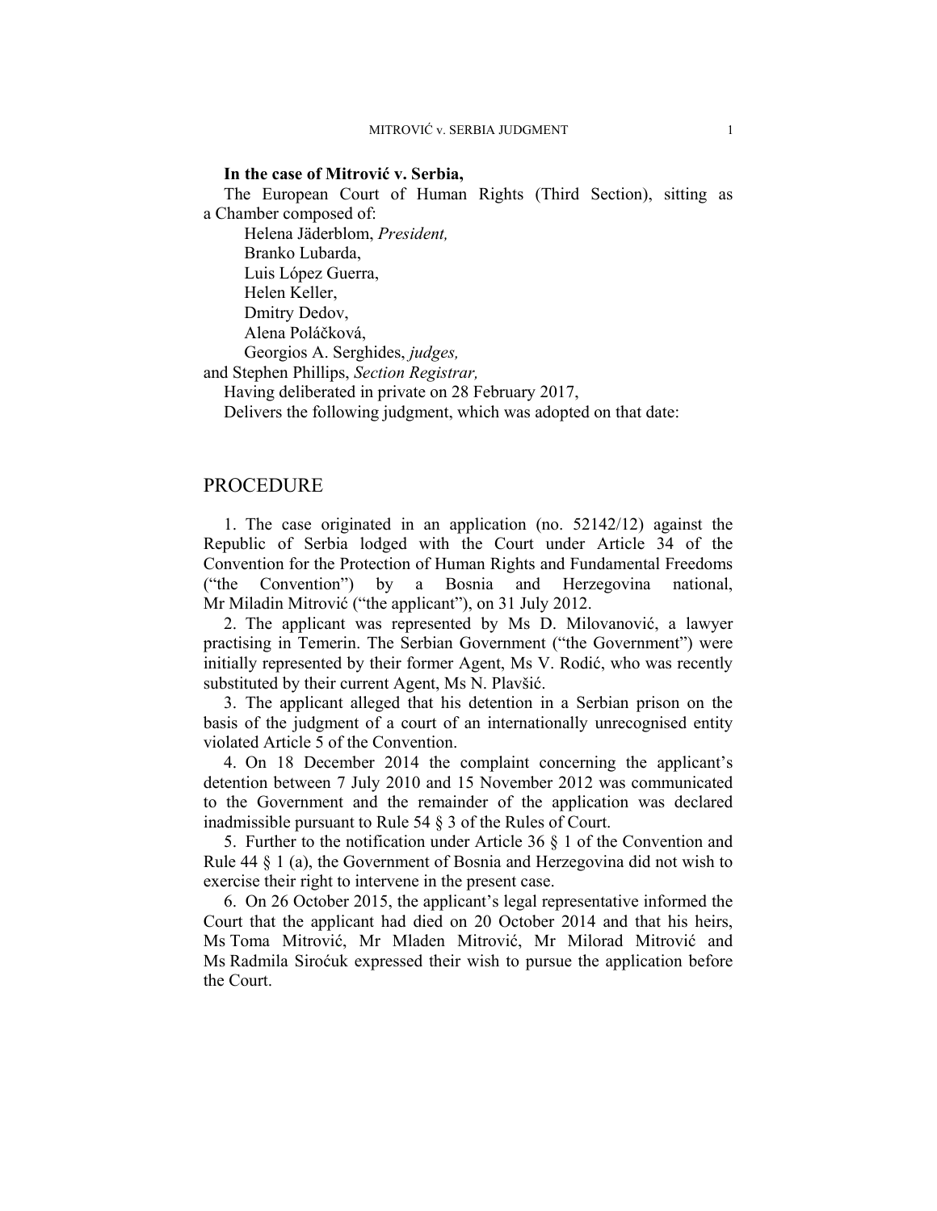**In the case of Mitrović v. Serbia,**

The European Court of Human Rights (Third Section), sitting as a Chamber composed of:

Helena Jäderblom, *President,*
Branko Lubarda,
Luis López Guerra,
Helen Keller,
Dmitry Dedov,
Alena Poláčková,
Georgios A. Serghides, *judges,*
and Stephen Phillips, *Section Registrar,*

Having deliberated in private on 28 February 2017,

Delivers the following judgment, which was adopted on that date:

# PROCEDURE

1. The case originated in an application (no. 52142/12) against the Republic of Serbia lodged with the Court under Article 34 of the Convention for the Protection of Human Rights and Fundamental Freedoms ("the Convention") by a Bosnia and Herzegovina national, Mr Miladin Mitrović ("the applicant"), on 31 July 2012.

2. The applicant was represented by Ms D. Milovanović, a lawyer practising in Temerin. The Serbian Government ("the Government") were initially represented by their former Agent, Ms V. Rodić, who was recently substituted by their current Agent, Ms N. Plavšić.

3. The applicant alleged that his detention in a Serbian prison on the basis of the judgment of a court of an internationally unrecognised entity violated Article 5 of the Convention.

4. On 18 December 2014 the complaint concerning the applicant's detention between 7 July 2010 and 15 November 2012 was communicated to the Government and the remainder of the application was declared inadmissible pursuant to Rule 54 § 3 of the Rules of Court.

5. Further to the notification under Article 36 § 1 of the Convention and Rule 44 § 1 (a), the Government of Bosnia and Herzegovina did not wish to exercise their right to intervene in the present case.

6. On 26 October 2015, the applicant's legal representative informed the Court that the applicant had died on 20 October 2014 and that his heirs, Ms Toma Mitrović, Mr Mladen Mitrović, Mr Milorad Mitrović and Ms Radmila Siroćuk expressed their wish to pursue the application before the Court.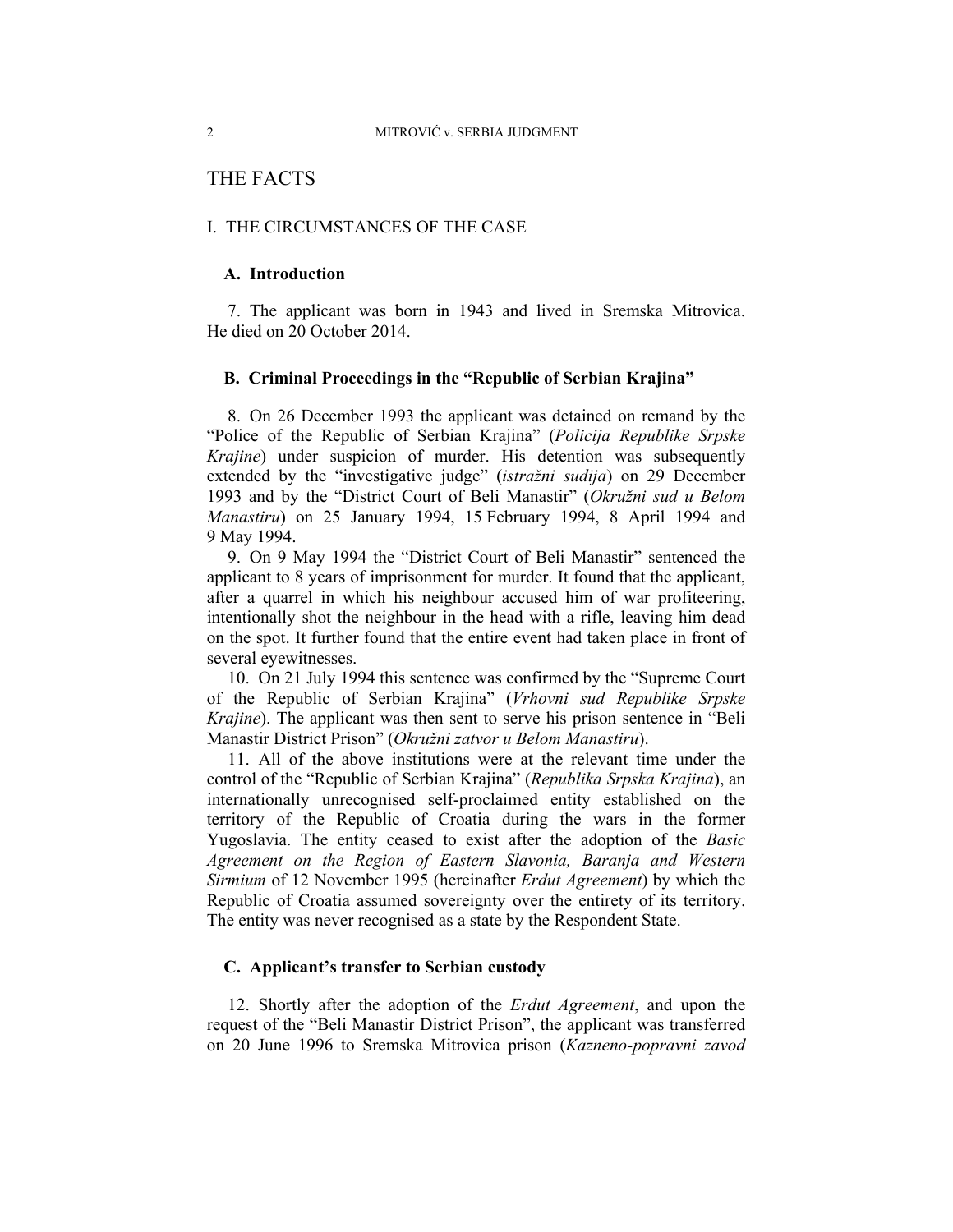# THE FACTS

## I. THE CIRCUMSTANCES OF THE CASE

### A. Introduction

7. The applicant was born in 1943 and lived in Sremska Mitrovica. He died on 20 October 2014.

### B. Criminal Proceedings in the "Republic of Serbian Krajina"

8. On 26 December 1993 the applicant was detained on remand by the "Police of the Republic of Serbian Krajina" (*Policija Republike Srpske Krajine*) under suspicion of murder. His detention was subsequently extended by the "investigative judge" (*istražni sudija*) on 29 December 1993 and by the "District Court of Beli Manastir" (*Okružni sud u Belom Manastiru*) on 25 January 1994, 15 February 1994, 8 April 1994 and 9 May 1994.

9. On 9 May 1994 the "District Court of Beli Manastir" sentenced the applicant to 8 years of imprisonment for murder. It found that the applicant, after a quarrel in which his neighbour accused him of war profiteering, intentionally shot the neighbour in the head with a rifle, leaving him dead on the spot. It further found that the entire event had taken place in front of several eyewitnesses.

10. On 21 July 1994 this sentence was confirmed by the "Supreme Court of the Republic of Serbian Krajina" (*Vrhovni sud Republike Srpske Krajine*). The applicant was then sent to serve his prison sentence in "Beli Manastir District Prison" (*Okružni zatvor u Belom Manastiru*).

11. All of the above institutions were at the relevant time under the control of the "Republic of Serbian Krajina" (*Republika Srpska Krajina*), an internationally unrecognised self-proclaimed entity established on the territory of the Republic of Croatia during the wars in the former Yugoslavia. The entity ceased to exist after the adoption of the *Basic Agreement on the Region of Eastern Slavonia, Baranja and Western Sirmium* of 12 November 1995 (hereinafter *Erdut Agreement*) by which the Republic of Croatia assumed sovereignty over the entirety of its territory. The entity was never recognised as a state by the Respondent State.

### C. Applicant's transfer to Serbian custody

12. Shortly after the adoption of the *Erdut Agreement*, and upon the request of the "Beli Manastir District Prison", the applicant was transferred on 20 June 1996 to Sremska Mitrovica prison (*Kazneno-popravni zavod*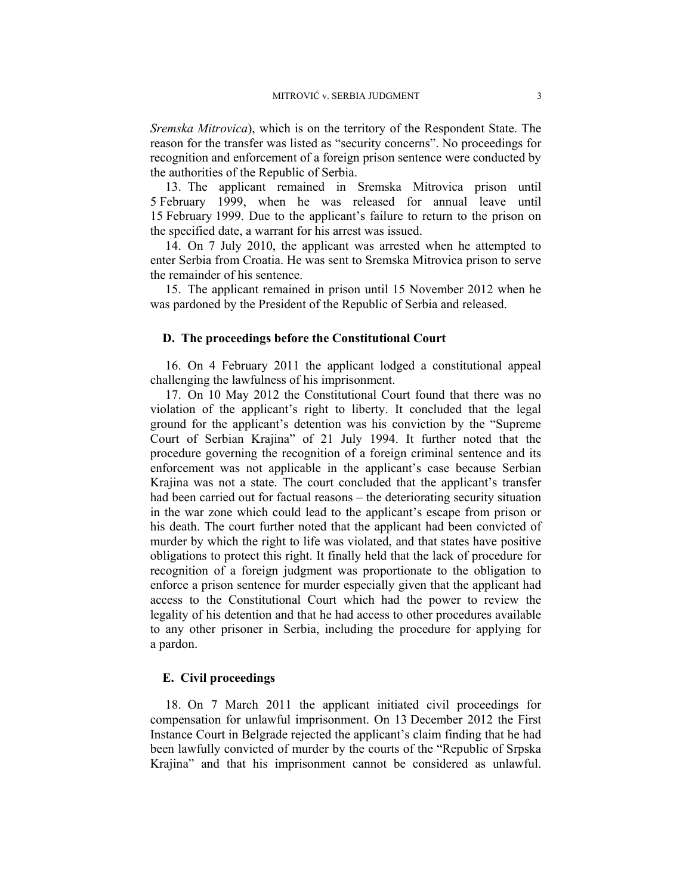*Sremska Mitrovica*), which is on the territory of the Respondent State. The reason for the transfer was listed as "security concerns". No proceedings for recognition and enforcement of a foreign prison sentence were conducted by the authorities of the Republic of Serbia.

13. The applicant remained in Sremska Mitrovica prison until 5 February 1999, when he was released for annual leave until 15 February 1999. Due to the applicant's failure to return to the prison on the specified date, a warrant for his arrest was issued.

14. On 7 July 2010, the applicant was arrested when he attempted to enter Serbia from Croatia. He was sent to Sremska Mitrovica prison to serve the remainder of his sentence.

15. The applicant remained in prison until 15 November 2012 when he was pardoned by the President of the Republic of Serbia and released.

### D. The proceedings before the Constitutional Court

16. On 4 February 2011 the applicant lodged a constitutional appeal challenging the lawfulness of his imprisonment.

17. On 10 May 2012 the Constitutional Court found that there was no violation of the applicant's right to liberty. It concluded that the legal ground for the applicant's detention was his conviction by the "Supreme Court of Serbian Krajina" of 21 July 1994. It further noted that the procedure governing the recognition of a foreign criminal sentence and its enforcement was not applicable in the applicant's case because Serbian Krajina was not a state. The court concluded that the applicant's transfer had been carried out for factual reasons – the deteriorating security situation in the war zone which could lead to the applicant's escape from prison or his death. The court further noted that the applicant had been convicted of murder by which the right to life was violated, and that states have positive obligations to protect this right. It finally held that the lack of procedure for recognition of a foreign judgment was proportionate to the obligation to enforce a prison sentence for murder especially given that the applicant had access to the Constitutional Court which had the power to review the legality of his detention and that he had access to other procedures available to any other prisoner in Serbia, including the procedure for applying for a pardon.

### E. Civil proceedings

18. On 7 March 2011 the applicant initiated civil proceedings for compensation for unlawful imprisonment. On 13 December 2012 the First Instance Court in Belgrade rejected the applicant's claim finding that he had been lawfully convicted of murder by the courts of the "Republic of Srpska Krajina" and that his imprisonment cannot be considered as unlawful.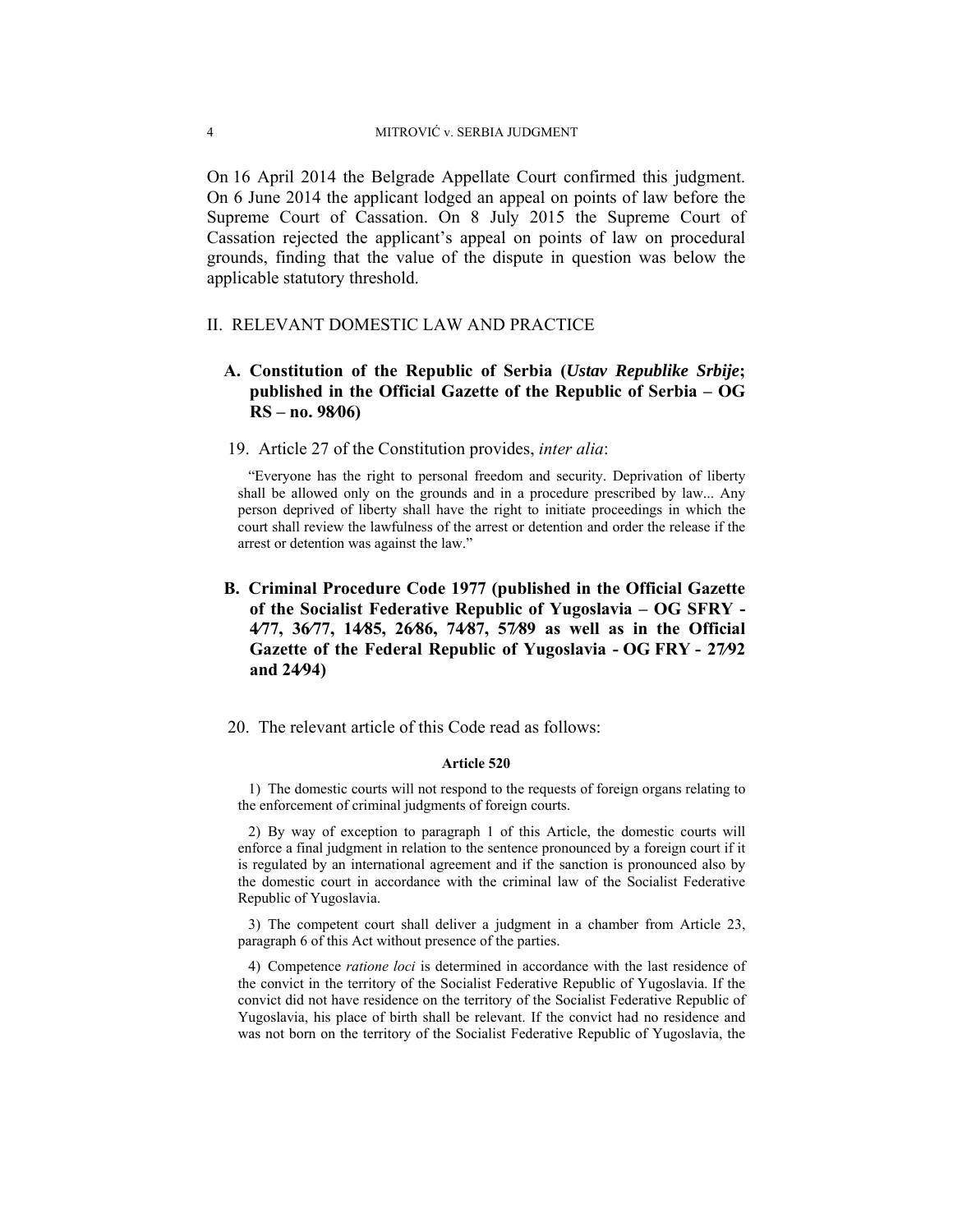On 16 April 2014 the Belgrade Appellate Court confirmed this judgment. On 6 June 2014 the applicant lodged an appeal on points of law before the Supreme Court of Cassation. On 8 July 2015 the Supreme Court of Cassation rejected the applicant's appeal on points of law on procedural grounds, finding that the value of the dispute in question was below the applicable statutory threshold.

## II. RELEVANT DOMESTIC LAW AND PRACTICE

### A. Constitution of the Republic of Serbia (*Ustav Republike Srbije*; published in the Official Gazette of the Republic of Serbia – OG RS – no. 98/06)

19. Article 27 of the Constitution provides, *inter alia*:

> "Everyone has the right to personal freedom and security. Deprivation of liberty shall be allowed only on the grounds and in a procedure prescribed by law... Any person deprived of liberty shall have the right to initiate proceedings in which the court shall review the lawfulness of the arrest or detention and order the release if the arrest or detention was against the law."

### B. Criminal Procedure Code 1977 (published in the Official Gazette of the Socialist Federative Republic of Yugoslavia – OG SFRY - 4/77, 36/77, 14/85, 26/86, 74/87, 57/89 as well as in the Official Gazette of the Federal Republic of Yugoslavia - OG FRY - 27/92 and 24/94)

20. The relevant article of this Code read as follows:

**Article 520**

> 1) The domestic courts will not respond to the requests of foreign organs relating to the enforcement of criminal judgments of foreign courts.
>
> 2) By way of exception to paragraph 1 of this Article, the domestic courts will enforce a final judgment in relation to the sentence pronounced by a foreign court if it is regulated by an international agreement and if the sanction is pronounced also by the domestic court in accordance with the criminal law of the Socialist Federative Republic of Yugoslavia.
>
> 3) The competent court shall deliver a judgment in a chamber from Article 23, paragraph 6 of this Act without presence of the parties.
>
> 4) Competence *ratione loci* is determined in accordance with the last residence of the convict in the territory of the Socialist Federative Republic of Yugoslavia. If the convict did not have residence on the territory of the Socialist Federative Republic of Yugoslavia, his place of birth shall be relevant. If the convict had no residence and was not born on the territory of the Socialist Federative Republic of Yugoslavia, the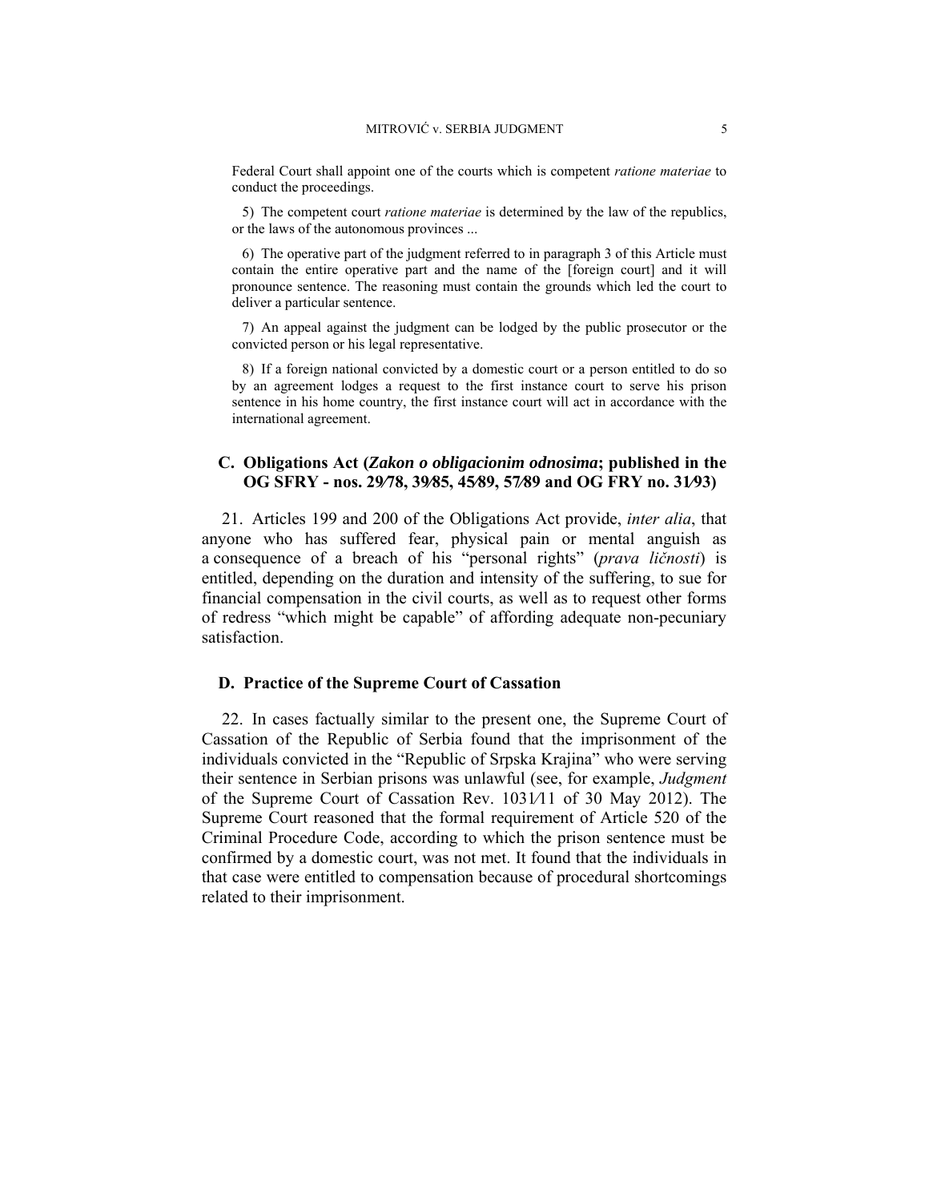Federal Court shall appoint one of the courts which is competent *ratione materiae* to conduct the proceedings.

5) The competent court *ratione materiae* is determined by the law of the republics, or the laws of the autonomous provinces ...

6) The operative part of the judgment referred to in paragraph 3 of this Article must contain the entire operative part and the name of the [foreign court] and it will pronounce sentence. The reasoning must contain the grounds which led the court to deliver a particular sentence.

7) An appeal against the judgment can be lodged by the public prosecutor or the convicted person or his legal representative.

8) If a foreign national convicted by a domestic court or a person entitled to do so by an agreement lodges a request to the first instance court to serve his prison sentence in his home country, the first instance court will act in accordance with the international agreement.

### C. Obligations Act (*Zakon o obligacionim odnosima*; published in the OG SFRY - nos. 29/78, 39/85, 45/89, 57/89 and OG FRY no. 31/93)

21. Articles 199 and 200 of the Obligations Act provide, *inter alia*, that anyone who has suffered fear, physical pain or mental anguish as a consequence of a breach of his "personal rights" (*prava ličnosti*) is entitled, depending on the duration and intensity of the suffering, to sue for financial compensation in the civil courts, as well as to request other forms of redress "which might be capable" of affording adequate non-pecuniary satisfaction.

### D. Practice of the Supreme Court of Cassation

22. In cases factually similar to the present one, the Supreme Court of Cassation of the Republic of Serbia found that the imprisonment of the individuals convicted in the "Republic of Srpska Krajina" who were serving their sentence in Serbian prisons was unlawful (see, for example, *Judgment* of the Supreme Court of Cassation Rev. 1031/11 of 30 May 2012). The Supreme Court reasoned that the formal requirement of Article 520 of the Criminal Procedure Code, according to which the prison sentence must be confirmed by a domestic court, was not met. It found that the individuals in that case were entitled to compensation because of procedural shortcomings related to their imprisonment.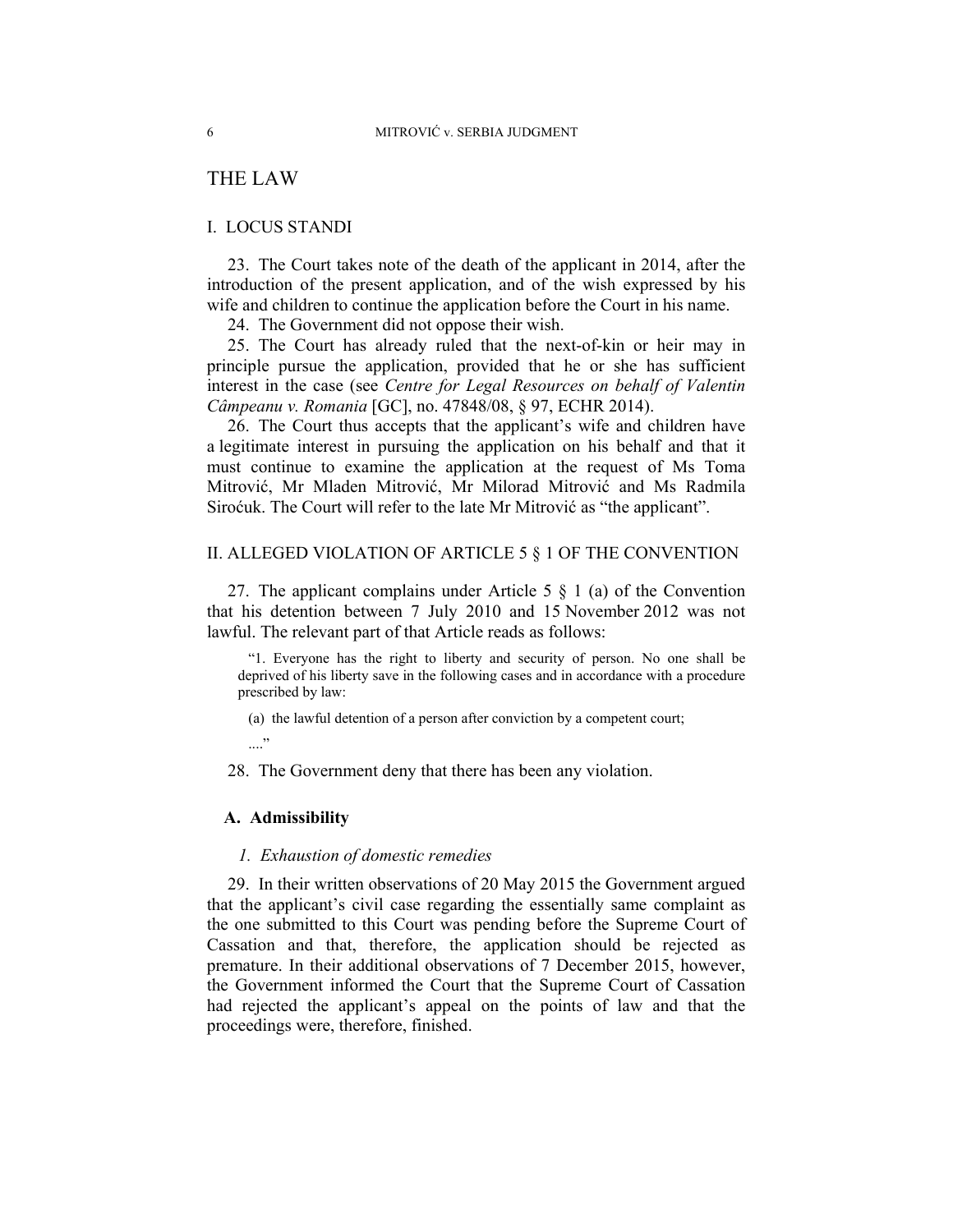# THE LAW

## I. LOCUS STANDI

23. The Court takes note of the death of the applicant in 2014, after the introduction of the present application, and of the wish expressed by his wife and children to continue the application before the Court in his name.

24. The Government did not oppose their wish.

25. The Court has already ruled that the next-of-kin or heir may in principle pursue the application, provided that he or she has sufficient interest in the case (see *Centre for Legal Resources on behalf of Valentin Câmpeanu v. Romania* [GC], no. 47848/08, § 97, ECHR 2014).

26. The Court thus accepts that the applicant's wife and children have a legitimate interest in pursuing the application on his behalf and that it must continue to examine the application at the request of Ms Toma Mitrović, Mr Mladen Mitrović, Mr Milorad Mitrović and Ms Radmila Sirоćuk. The Court will refer to the late Mr Mitrović as "the applicant".

## II. ALLEGED VIOLATION OF ARTICLE 5 § 1 OF THE CONVENTION

27. The applicant complains under Article 5 § 1 (a) of the Convention that his detention between 7 July 2010 and 15 November 2012 was not lawful. The relevant part of that Article reads as follows:

> "1. Everyone has the right to liberty and security of person. No one shall be deprived of his liberty save in the following cases and in accordance with a procedure prescribed by law:
>
> (a) the lawful detention of a person after conviction by a competent court;
>
> ...."

28. The Government deny that there has been any violation.

### A. Admissibility

#### *1. Exhaustion of domestic remedies*

29. In their written observations of 20 May 2015 the Government argued that the applicant's civil case regarding the essentially same complaint as the one submitted to this Court was pending before the Supreme Court of Cassation and that, therefore, the application should be rejected as premature. In their additional observations of 7 December 2015, however, the Government informed the Court that the Supreme Court of Cassation had rejected the applicant's appeal on the points of law and that the proceedings were, therefore, finished.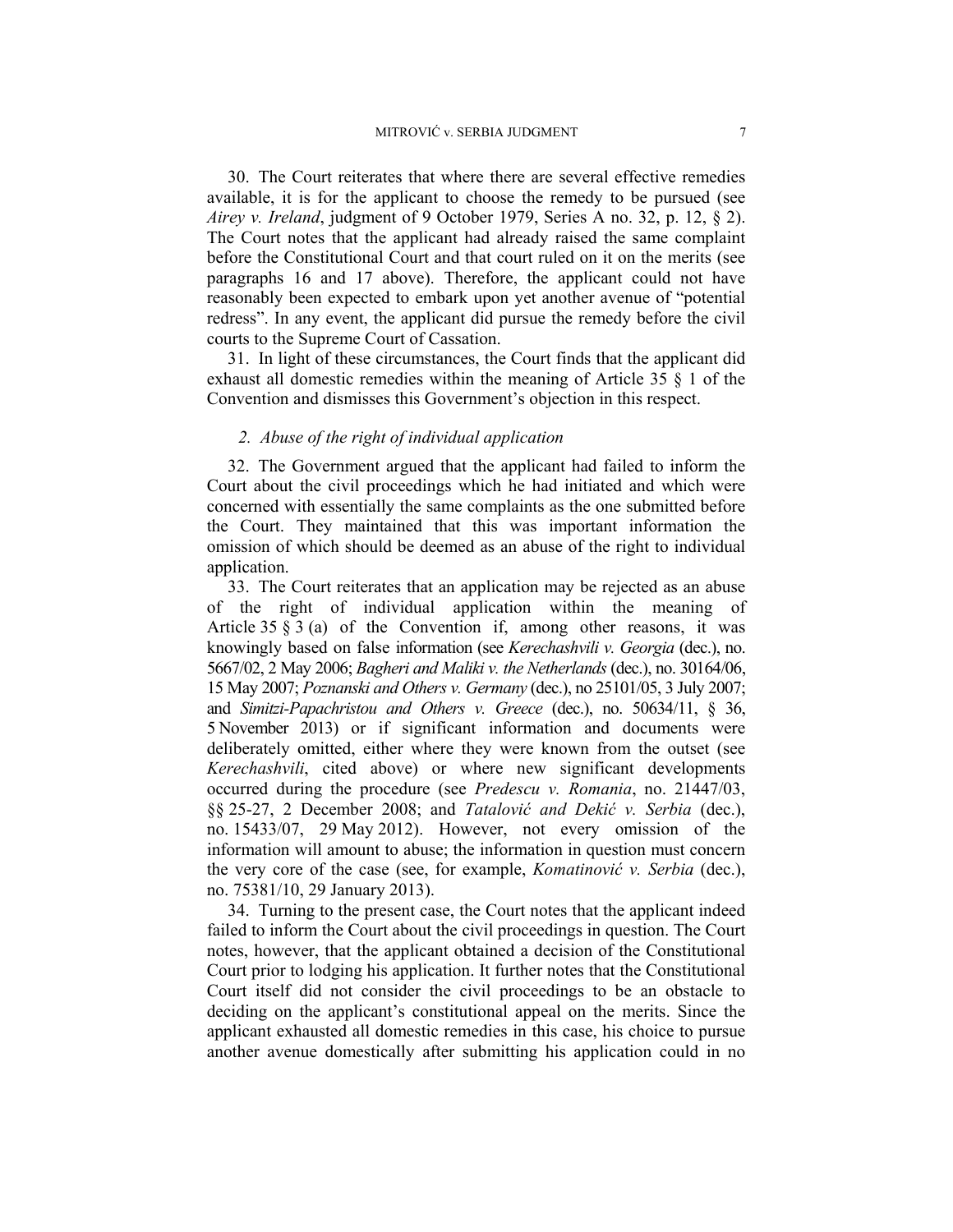30. The Court reiterates that where there are several effective remedies available, it is for the applicant to choose the remedy to be pursued (see *Airey v. Ireland*, judgment of 9 October 1979, Series A no. 32, p. 12, § 2). The Court notes that the applicant had already raised the same complaint before the Constitutional Court and that court ruled on it on the merits (see paragraphs 16 and 17 above). Therefore, the applicant could not have reasonably been expected to embark upon yet another avenue of "potential redress". In any event, the applicant did pursue the remedy before the civil courts to the Supreme Court of Cassation.

31. In light of these circumstances, the Court finds that the applicant did exhaust all domestic remedies within the meaning of Article 35 § 1 of the Convention and dismisses this Government's objection in this respect.

### *2. Abuse of the right of individual application*

32. The Government argued that the applicant had failed to inform the Court about the civil proceedings which he had initiated and which were concerned with essentially the same complaints as the one submitted before the Court. They maintained that this was important information the omission of which should be deemed as an abuse of the right to individual application.

33. The Court reiterates that an application may be rejected as an abuse of the right of individual application within the meaning of Article 35 § 3 (a) of the Convention if, among other reasons, it was knowingly based on false information (see *Kerechashvili v. Georgia* (dec.), no. 5667/02, 2 May 2006; *Bagheri and Maliki v. the Netherlands* (dec.), no. 30164/06, 15 May 2007; *Poznanski and Others v. Germany* (dec.), no 25101/05, 3 July 2007; and *Simitzi-Papachristou and Others v. Greece* (dec.), no. 50634/11, § 36, 5 November 2013) or if significant information and documents were deliberately omitted, either where they were known from the outset (see *Kerechashvili*, cited above) or where new significant developments occurred during the procedure (see *Predescu v. Romania*, no. 21447/03, §§ 25-27, 2 December 2008; and *Tatalović and Dekić v. Serbia* (dec.), no. 15433/07, 29 May 2012). However, not every omission of the information will amount to abuse; the information in question must concern the very core of the case (see, for example, *Komatinović v. Serbia* (dec.), no. 75381/10, 29 January 2013).

34. Turning to the present case, the Court notes that the applicant indeed failed to inform the Court about the civil proceedings in question. The Court notes, however, that the applicant obtained a decision of the Constitutional Court prior to lodging his application. It further notes that the Constitutional Court itself did not consider the civil proceedings to be an obstacle to deciding on the applicant's constitutional appeal on the merits. Since the applicant exhausted all domestic remedies in this case, his choice to pursue another avenue domestically after submitting his application could in no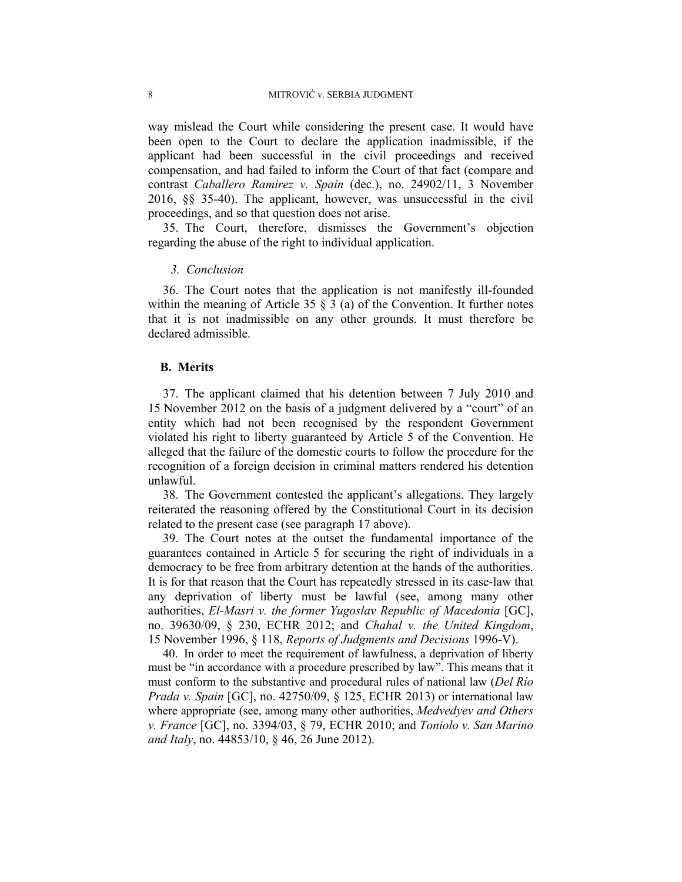way mislead the Court while considering the present case. It would have been open to the Court to declare the application inadmissible, if the applicant had been successful in the civil proceedings and received compensation, and had failed to inform the Court of that fact (compare and contrast *Caballero Ramirez v. Spain* (dec.), no. 24902/11, 3 November 2016, §§ 35-40). The applicant, however, was unsuccessful in the civil proceedings, and so that question does not arise.

35. The Court, therefore, dismisses the Government's objection regarding the abuse of the right to individual application.

### *3. Conclusion*

36. The Court notes that the application is not manifestly ill-founded within the meaning of Article 35 § 3 (a) of the Convention. It further notes that it is not inadmissible on any other grounds. It must therefore be declared admissible.

## B. Merits

37. The applicant claimed that his detention between 7 July 2010 and 15 November 2012 on the basis of a judgment delivered by a "court" of an entity which had not been recognised by the respondent Government violated his right to liberty guaranteed by Article 5 of the Convention. He alleged that the failure of the domestic courts to follow the procedure for the recognition of a foreign decision in criminal matters rendered his detention unlawful.

38. The Government contested the applicant's allegations. They largely reiterated the reasoning offered by the Constitutional Court in its decision related to the present case (see paragraph 17 above).

39. The Court notes at the outset the fundamental importance of the guarantees contained in Article 5 for securing the right of individuals in a democracy to be free from arbitrary detention at the hands of the authorities. It is for that reason that the Court has repeatedly stressed in its case-law that any deprivation of liberty must be lawful (see, among many other authorities, *El-Masri v. the former Yugoslav Republic of Macedonia* [GC], no. 39630/09, § 230, ECHR 2012; and *Chahal v. the United Kingdom*, 15 November 1996, § 118, *Reports of Judgments and Decisions* 1996-V).

40. In order to meet the requirement of lawfulness, a deprivation of liberty must be "in accordance with a procedure prescribed by law". This means that it must conform to the substantive and procedural rules of national law (*Del Río Prada v. Spain* [GC], no. 42750/09, § 125, ECHR 2013) or international law where appropriate (see, among many other authorities, *Medvedyev and Others v. France* [GC], no. 3394/03, § 79, ECHR 2010; and *Toniolo v. San Marino and Italy*, no. 44853/10, § 46, 26 June 2012).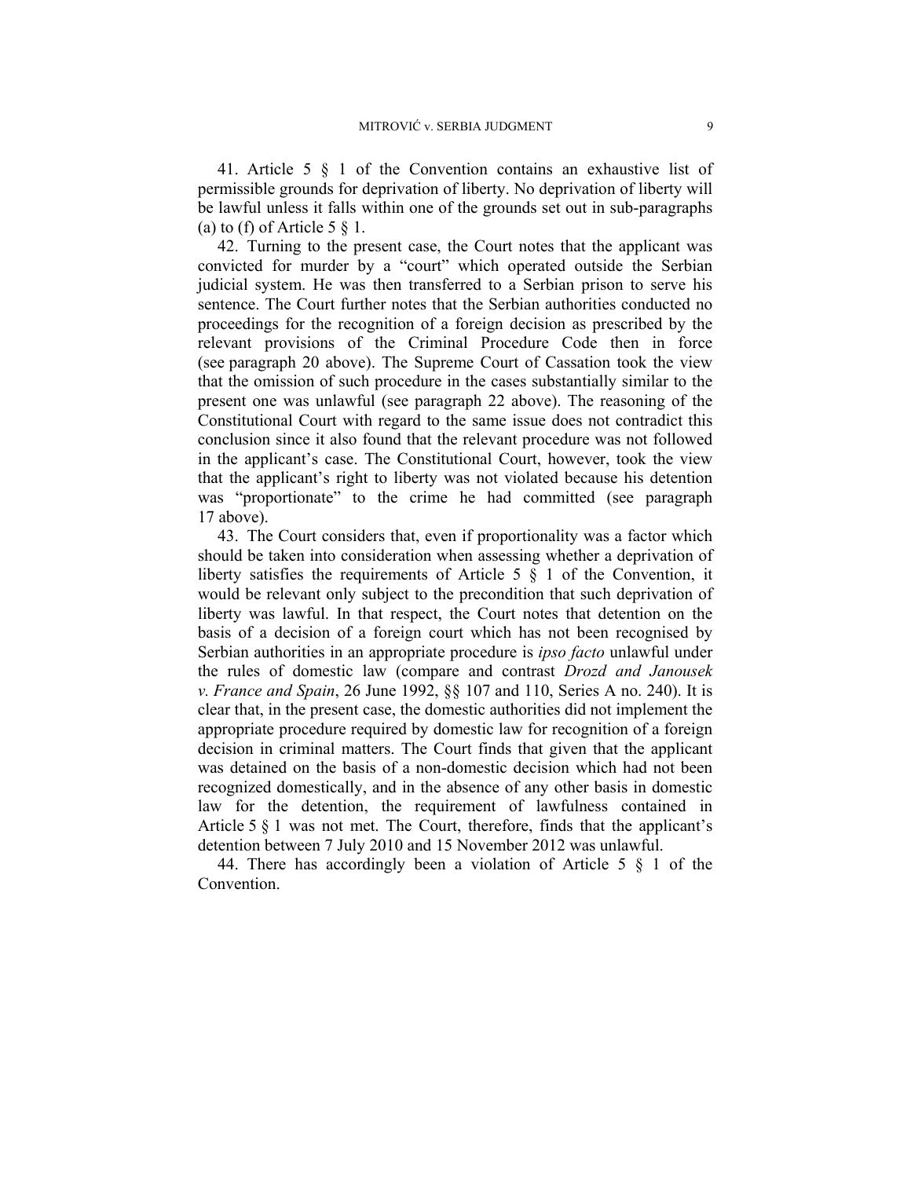41. Article 5 § 1 of the Convention contains an exhaustive list of permissible grounds for deprivation of liberty. No deprivation of liberty will be lawful unless it falls within one of the grounds set out in sub-paragraphs (a) to (f) of Article 5 § 1.

42. Turning to the present case, the Court notes that the applicant was convicted for murder by a "court" which operated outside the Serbian judicial system. He was then transferred to a Serbian prison to serve his sentence. The Court further notes that the Serbian authorities conducted no proceedings for the recognition of a foreign decision as prescribed by the relevant provisions of the Criminal Procedure Code then in force (see paragraph 20 above). The Supreme Court of Cassation took the view that the omission of such procedure in the cases substantially similar to the present one was unlawful (see paragraph 22 above). The reasoning of the Constitutional Court with regard to the same issue does not contradict this conclusion since it also found that the relevant procedure was not followed in the applicant's case. The Constitutional Court, however, took the view that the applicant's right to liberty was not violated because his detention was "proportionate" to the crime he had committed (see paragraph 17 above).

43. The Court considers that, even if proportionality was a factor which should be taken into consideration when assessing whether a deprivation of liberty satisfies the requirements of Article 5 § 1 of the Convention, it would be relevant only subject to the precondition that such deprivation of liberty was lawful. In that respect, the Court notes that detention on the basis of a decision of a foreign court which has not been recognised by Serbian authorities in an appropriate procedure is *ipso facto* unlawful under the rules of domestic law (compare and contrast *Drozd and Janousek v. France and Spain*, 26 June 1992, §§ 107 and 110, Series A no. 240). It is clear that, in the present case, the domestic authorities did not implement the appropriate procedure required by domestic law for recognition of a foreign decision in criminal matters. The Court finds that given that the applicant was detained on the basis of a non-domestic decision which had not been recognized domestically, and in the absence of any other basis in domestic law for the detention, the requirement of lawfulness contained in Article 5 § 1 was not met. The Court, therefore, finds that the applicant's detention between 7 July 2010 and 15 November 2012 was unlawful.

44. There has accordingly been a violation of Article 5 § 1 of the Convention.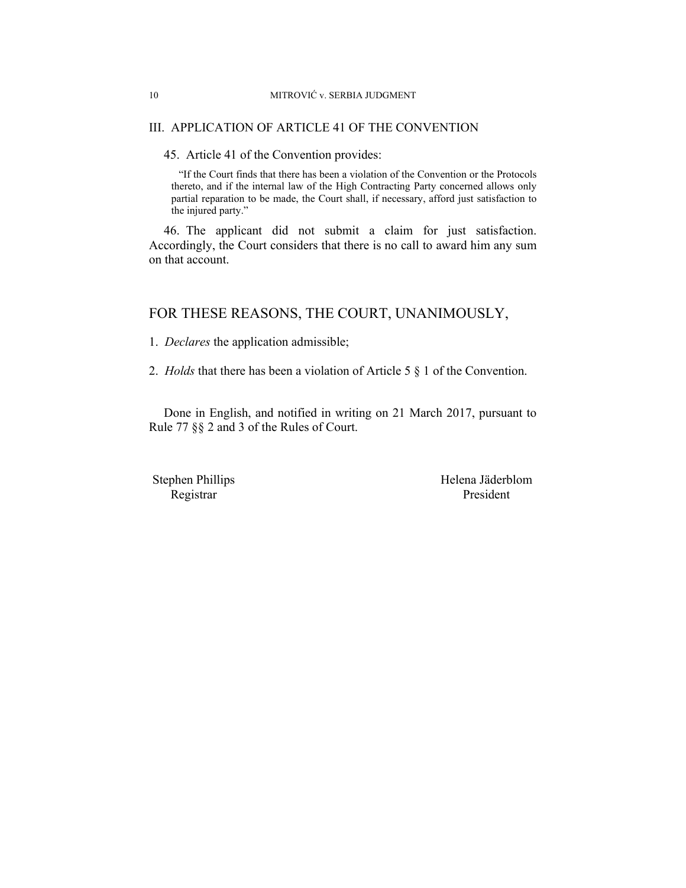## III. APPLICATION OF ARTICLE 41 OF THE CONVENTION

45. Article 41 of the Convention provides:

> "If the Court finds that there has been a violation of the Convention or the Protocols thereto, and if the internal law of the High Contracting Party concerned allows only partial reparation to be made, the Court shall, if necessary, afford just satisfaction to the injured party."

46. The applicant did not submit a claim for just satisfaction. Accordingly, the Court considers that there is no call to award him any sum on that account.

## FOR THESE REASONS, THE COURT, UNANIMOUSLY,

1. *Declares* the application admissible;

2. *Holds* that there has been a violation of Article 5 § 1 of the Convention.

Done in English, and notified in writing on 21 March 2017, pursuant to Rule 77 §§ 2 and 3 of the Rules of Court.

Stephen Phillips
Registrar

Helena Jäderblom
President